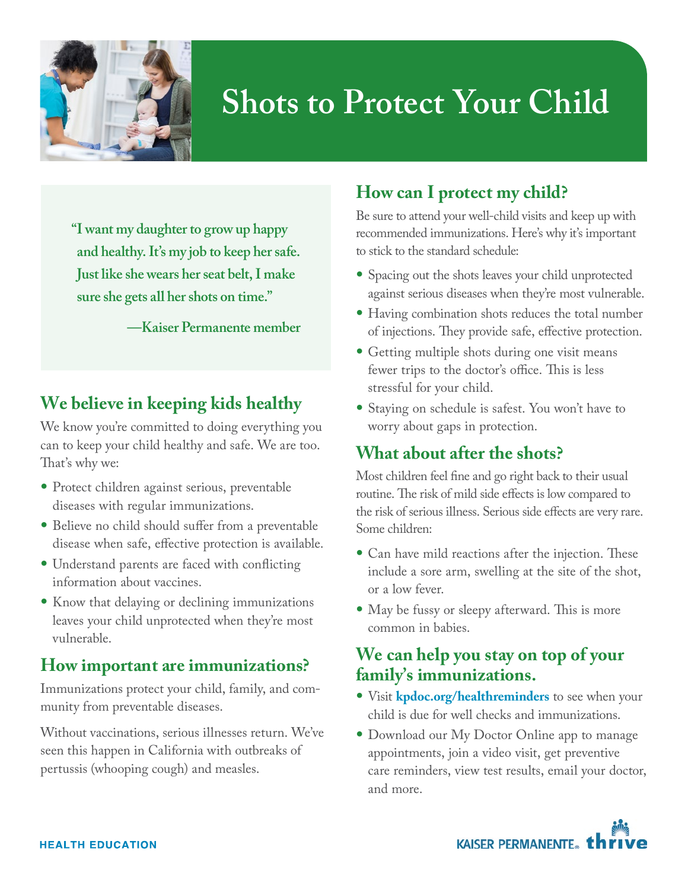# Shots to Protect Your Child

> **"I want my daughter to grow up happy and healthy. It's my job to keep her safe. Just like she wears her seat belt, I make sure she gets all her shots on time."**
>
> **—Kaiser Permanente member**

## We believe in keeping kids healthy

We know you're committed to doing everything you can to keep your child healthy and safe. We are too. That's why we:

- Protect children against serious, preventable diseases with regular immunizations.
- Believe no child should suffer from a preventable disease when safe, effective protection is available.
- Understand parents are faced with conflicting information about vaccines.
- Know that delaying or declining immunizations leaves your child unprotected when they're most vulnerable.

## How important are immunizations?

Immunizations protect your child, family, and community from preventable diseases.

Without vaccinations, serious illnesses return. We've seen this happen in California with outbreaks of pertussis (whooping cough) and measles.

## How can I protect my child?

Be sure to attend your well-child visits and keep up with recommended immunizations. Here's why it's important to stick to the standard schedule:

- Spacing out the shots leaves your child unprotected against serious diseases when they're most vulnerable.
- Having combination shots reduces the total number of injections. They provide safe, effective protection.
- Getting multiple shots during one visit means fewer trips to the doctor's office. This is less stressful for your child.
- Staying on schedule is safest. You won't have to worry about gaps in protection.

## What about after the shots?

Most children feel fine and go right back to their usual routine. The risk of mild side effects is low compared to the risk of serious illness. Serious side effects are very rare. Some children:

- Can have mild reactions after the injection. These include a sore arm, swelling at the site of the shot, or a low fever.
- May be fussy or sleepy afterward. This is more common in babies.

## We can help you stay on top of your family's immunizations.

- Visit **kpdoc.org/healthreminders** to see when your child is due for well checks and immunizations.
- Download our My Doctor Online app to manage appointments, join a video visit, get preventive care reminders, view test results, email your doctor, and more.

HEALTH EDUCATION

KAISER PERMANENTE® thrive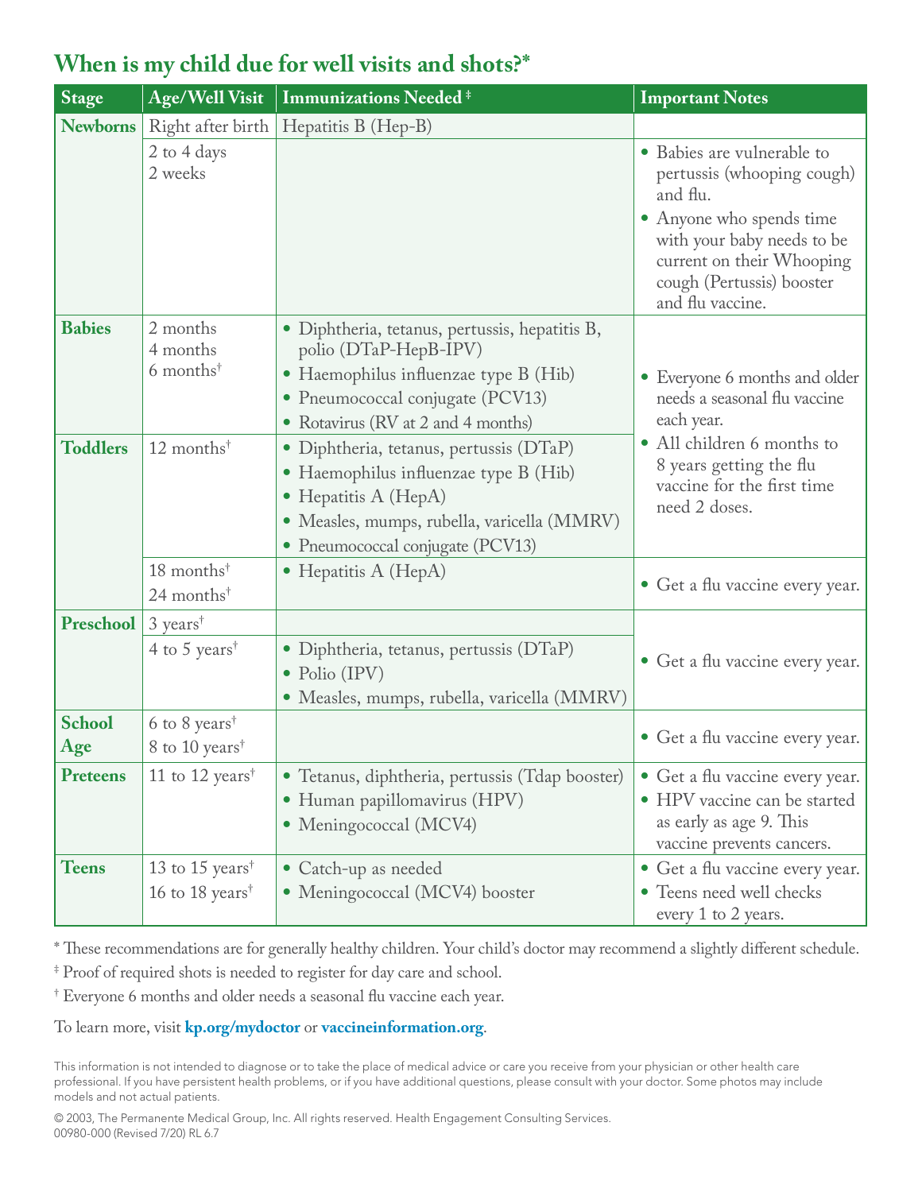# When is my child due for well visits and shots?*

| Stage | Age/Well Visit | Immunizations Needed ‡ | Important Notes |
| --- | --- | --- | --- |
| **Newborns** | Right after birth | Hepatitis B (Hep-B) | |
| | 2 to 4 days<br>2 weeks | | • Babies are vulnerable to pertussis (whooping cough) and flu.<br>• Anyone who spends time with your baby needs to be current on their Whooping cough (Pertussis) booster and flu vaccine. |
| **Babies** | 2 months<br>4 months<br>6 months† | • Diphtheria, tetanus, pertussis, hepatitis B, polio (DTaP-HepB-IPV)<br>• Haemophilus influenzae type B (Hib)<br>• Pneumococcal conjugate (PCV13)<br>• Rotavirus (RV at 2 and 4 months) | • Everyone 6 months and older needs a seasonal flu vaccine each year.<br>• All children 6 months to 8 years getting the flu vaccine for the first time need 2 doses. |
| **Toddlers** | 12 months† | • Diphtheria, tetanus, pertussis (DTaP)<br>• Haemophilus influenzae type B (Hib)<br>• Hepatitis A (HepA)<br>• Measles, mumps, rubella, varicella (MMRV)<br>• Pneumococcal conjugate (PCV13) | |
| | 18 months†<br>24 months† | • Hepatitis A (HepA) | • Get a flu vaccine every year. |
| **Preschool** | 3 years† | | • Get a flu vaccine every year. |
| | 4 to 5 years† | • Diphtheria, tetanus, pertussis (DTaP)<br>• Polio (IPV)<br>• Measles, mumps, rubella, varicella (MMRV) | |
| **School Age** | 6 to 8 years†<br>8 to 10 years† | | • Get a flu vaccine every year. |
| **Preteens** | 11 to 12 years† | • Tetanus, diphtheria, pertussis (Tdap booster)<br>• Human papillomavirus (HPV)<br>• Meningococcal (MCV4) | • Get a flu vaccine every year.<br>• HPV vaccine can be started as early as age 9. This vaccine prevents cancers. |
| **Teens** | 13 to 15 years†<br>16 to 18 years† | • Catch-up as needed<br>• Meningococcal (MCV4) booster | • Get a flu vaccine every year.<br>• Teens need well checks every 1 to 2 years. |

* These recommendations are for generally healthy children. Your child's doctor may recommend a slightly different schedule.

‡ Proof of required shots is needed to register for day care and school.

† Everyone 6 months and older needs a seasonal flu vaccine each year.

To learn more, visit **kp.org/mydoctor** or **vaccineinformation.org**.

This information is not intended to diagnose or to take the place of medical advice or care you receive from your physician or other health care professional. If you have persistent health problems, or if you have additional questions, please consult with your doctor. Some photos may include models and not actual patients.

© 2003, The Permanente Medical Group, Inc. All rights reserved. Health Engagement Consulting Services.
00980-000 (Revised 7/20) RL 6.7